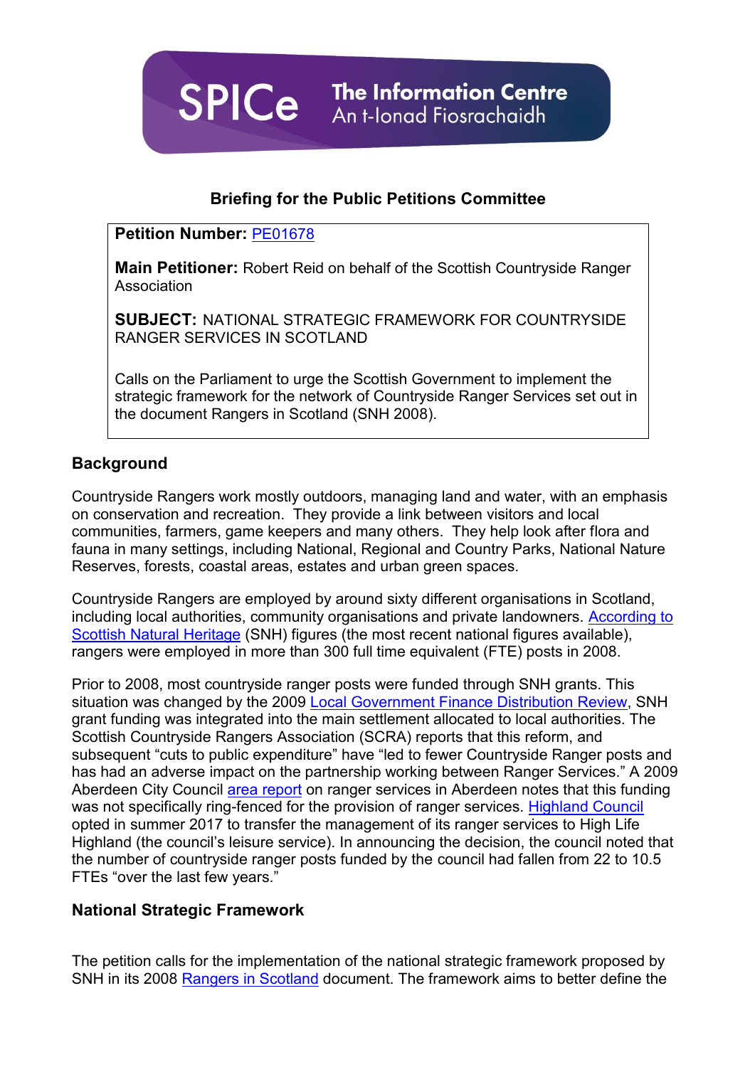SPICe The Information Centre
An t-Ionad Fiosrachaidh

## Briefing for the Public Petitions Committee

**Petition Number:** PE01678

**Main Petitioner:** Robert Reid on behalf of the Scottish Countryside Ranger Association

**SUBJECT:** NATIONAL STRATEGIC FRAMEWORK FOR COUNTRYSIDE RANGER SERVICES IN SCOTLAND

Calls on the Parliament to urge the Scottish Government to implement the strategic framework for the network of Countryside Ranger Services set out in the document Rangers in Scotland (SNH 2008).

### Background

Countryside Rangers work mostly outdoors, managing land and water, with an emphasis on conservation and recreation. They provide a link between visitors and local communities, farmers, game keepers and many others. They help look after flora and fauna in many settings, including National, Regional and Country Parks, National Nature Reserves, forests, coastal areas, estates and urban green spaces.

Countryside Rangers are employed by around sixty different organisations in Scotland, including local authorities, community organisations and private landowners. According to Scottish Natural Heritage (SNH) figures (the most recent national figures available), rangers were employed in more than 300 full time equivalent (FTE) posts in 2008.

Prior to 2008, most countryside ranger posts were funded through SNH grants. This situation was changed by the 2009 Local Government Finance Distribution Review, SNH grant funding was integrated into the main settlement allocated to local authorities. The Scottish Countryside Rangers Association (SCRA) reports that this reform, and subsequent "cuts to public expenditure" have "led to fewer Countryside Ranger posts and has had an adverse impact on the partnership working between Ranger Services." A 2009 Aberdeen City Council area report on ranger services in Aberdeen notes that this funding was not specifically ring-fenced for the provision of ranger services. Highland Council opted in summer 2017 to transfer the management of its ranger services to High Life Highland (the council's leisure service). In announcing the decision, the council noted that the number of countryside ranger posts funded by the council had fallen from 22 to 10.5 FTEs "over the last few years."

### National Strategic Framework

The petition calls for the implementation of the national strategic framework proposed by SNH in its 2008 Rangers in Scotland document. The framework aims to better define the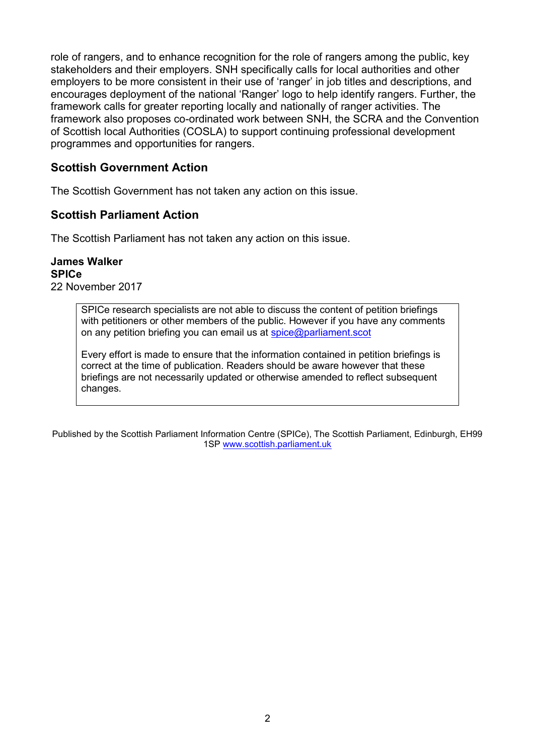role of rangers, and to enhance recognition for the role of rangers among the public, key stakeholders and their employers. SNH specifically calls for local authorities and other employers to be more consistent in their use of 'ranger' in job titles and descriptions, and encourages deployment of the national 'Ranger' logo to help identify rangers. Further, the framework calls for greater reporting locally and nationally of ranger activities. The framework also proposes co-ordinated work between SNH, the SCRA and the Convention of Scottish local Authorities (COSLA) to support continuing professional development programmes and opportunities for rangers.

## Scottish Government Action

The Scottish Government has not taken any action on this issue.

## Scottish Parliament Action

The Scottish Parliament has not taken any action on this issue.

**James Walker**
**SPICe**
22 November 2017

SPICe research specialists are not able to discuss the content of petition briefings with petitioners or other members of the public. However if you have any comments on any petition briefing you can email us at spice@parliament.scot

Every effort is made to ensure that the information contained in petition briefings is correct at the time of publication. Readers should be aware however that these briefings are not necessarily updated or otherwise amended to reflect subsequent changes.

Published by the Scottish Parliament Information Centre (SPICe), The Scottish Parliament, Edinburgh, EH99 1SP www.scottish.parliament.uk